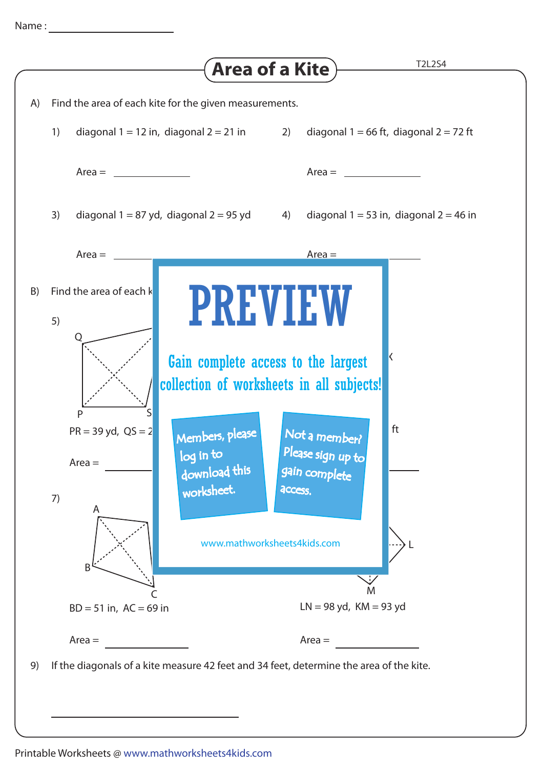Name : ____________________

# Area of a Kite

T2L2S4

A) Find the area of each kite for the given measurements.

1) diagonal 1 = 12 in, diagonal 2 = 21 in

Area = ____________

2) diagonal 1 = 66 ft, diagonal 2 = 72 ft

Area = ____________

3) diagonal 1 = 87 yd, diagonal 2 = 95 yd

Area = ____________

4) diagonal 1 = 53 in, diagonal 2 = 46 in

Area = ____________

B) Find the area of each k

5)

Q

P S

PR = 39 yd, QS = 2

Area = ____________

ft

7)

A

B

C

BD = 51 in, AC = 69 in

Area = ____________

L

M

LN = 98 yd, KM = 93 yd

Area = ____________

9) If the diagonals of a kite measure 42 feet and 34 feet, determine the area of the kite.

____________________

PREVIEW

Gain complete access to the largest collection of worksheets in all subjects!

Members, please log in to download this worksheet.

Not a member? Please sign up to gain complete access.

www.mathworksheets4kids.com

Printable Worksheets @ www.mathworksheets4kids.com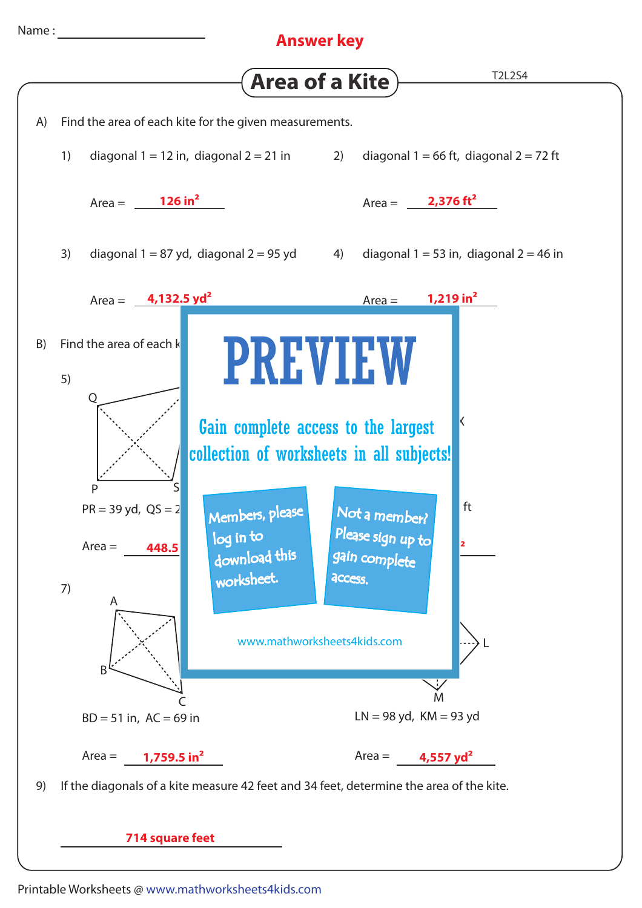Name : ____________________

**Answer key**

# Area of a Kite

T2L2S4

A) Find the area of each kite for the given measurements.

1) diagonal 1 = 12 in, diagonal 2 = 21 in

Area = **126 $in^2$**

2) diagonal 1 = 66 ft, diagonal 2 = 72 ft

Area = **2,376 $ft^2$**

3) diagonal 1 = 87 yd, diagonal 2 = 95 yd

Area = **4,132.5 $yd^2$**

4) diagonal 1 = 53 in, diagonal 2 = 46 in

Area = **1,219 $in^2$**

B) Find the area of each k

5)

Q

P

S

PR = 39 yd, QS = 2

Area = **448.5**

ft

7)

A

B

C

BD = 51 in, AC = 69 in

Area = **1,759.5 $in^2$**

L

M

LN = 98 yd, KM = 93 yd

Area = **4,557 $yd^2$**

9) If the diagonals of a kite measure 42 feet and 34 feet, determine the area of the kite.

**714 square feet**

PREVIEW

Gain complete access to the largest collection of worksheets in all subjects!

Members, please log in to download this worksheet.

Not a member? Please sign up to gain complete access.

www.mathworksheets4kids.com

Printable Worksheets @ www.mathworksheets4kids.com